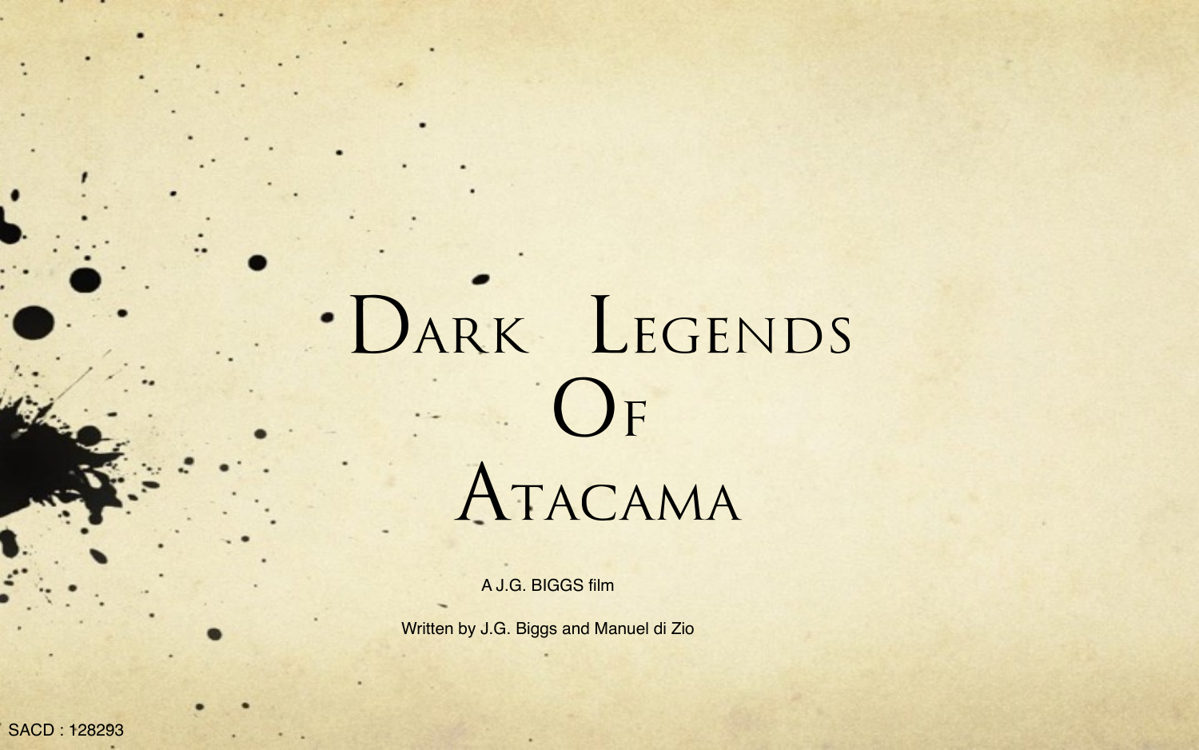# Dark Legends Of Atacama

A J.G. BIGGS film

Written by J.G. Biggs and Manuel di Zio

SACD : 128293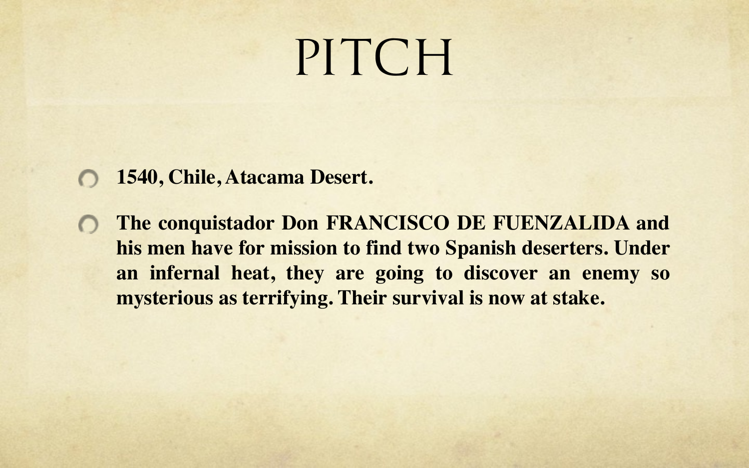# PITCH

- **1540, Chile, Atacama Desert.**
- **The conquistador Don FRANCISCO DE FUENZALIDA and his men have for mission to find two Spanish deserters. Under an infernal heat, they are going to discover an enemy so mysterious as terrifying. Their survival is now at stake.**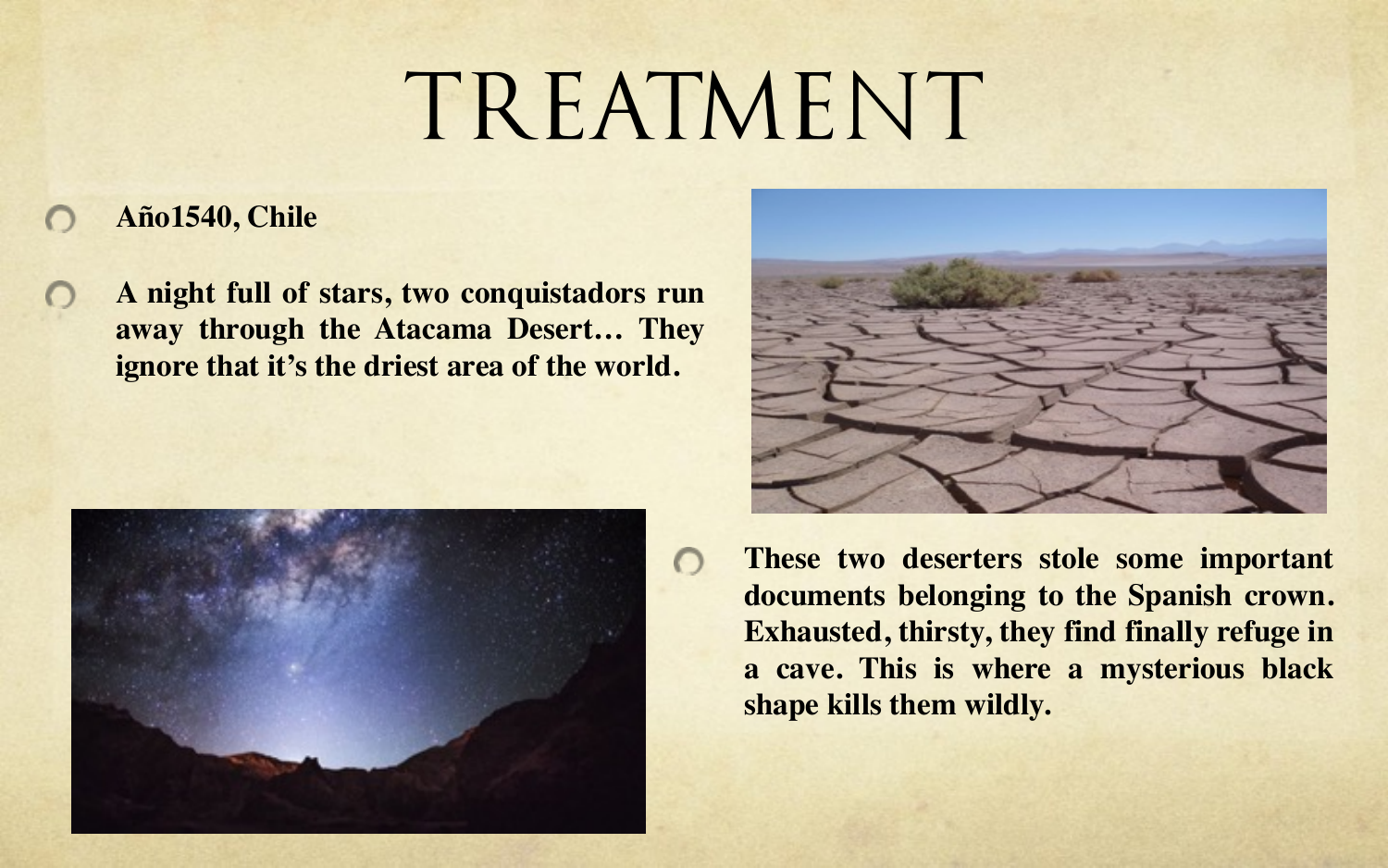# TREATMENT

- **Año1540, Chile**
- **A night full of stars, two conquistadors run away through the Atacama Desert… They ignore that it's the driest area of the world.**
- **These two deserters stole some important documents belonging to the Spanish crown. Exhausted, thirsty, they find finally refuge in a cave. This is where a mysterious black shape kills them wildly.**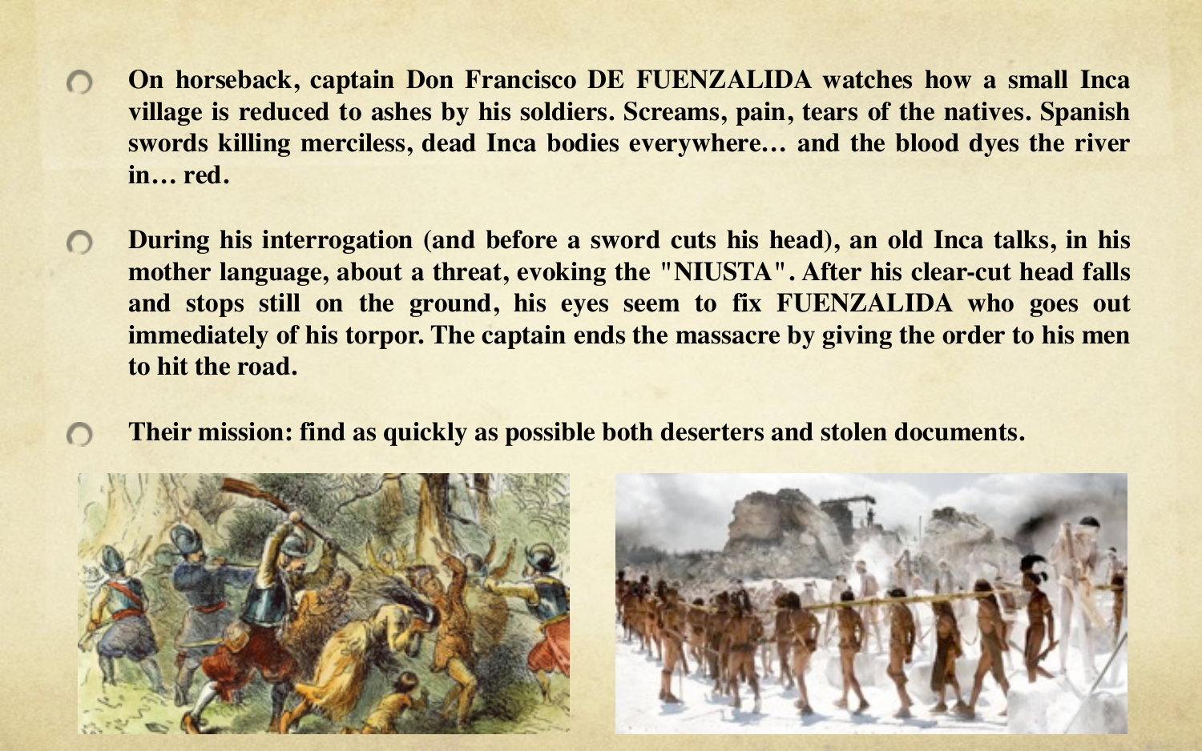- **On horseback, captain Don Francisco DE FUENZALIDA watches how a small Inca village is reduced to ashes by his soldiers. Screams, pain, tears of the natives. Spanish swords killing merciless, dead Inca bodies everywhere… and the blood dyes the river in… red.**

- **During his interrogation (and before a sword cuts his head), an old Inca talks, in his mother language, about a threat, evoking the "NIUSTA". After his clear-cut head falls and stops still on the ground, his eyes seem to fix FUENZALIDA who goes out immediately of his torpor. The captain ends the massacre by giving the order to his men to hit the road.**

- **Their mission: find as quickly as possible both deserters and stolen documents.**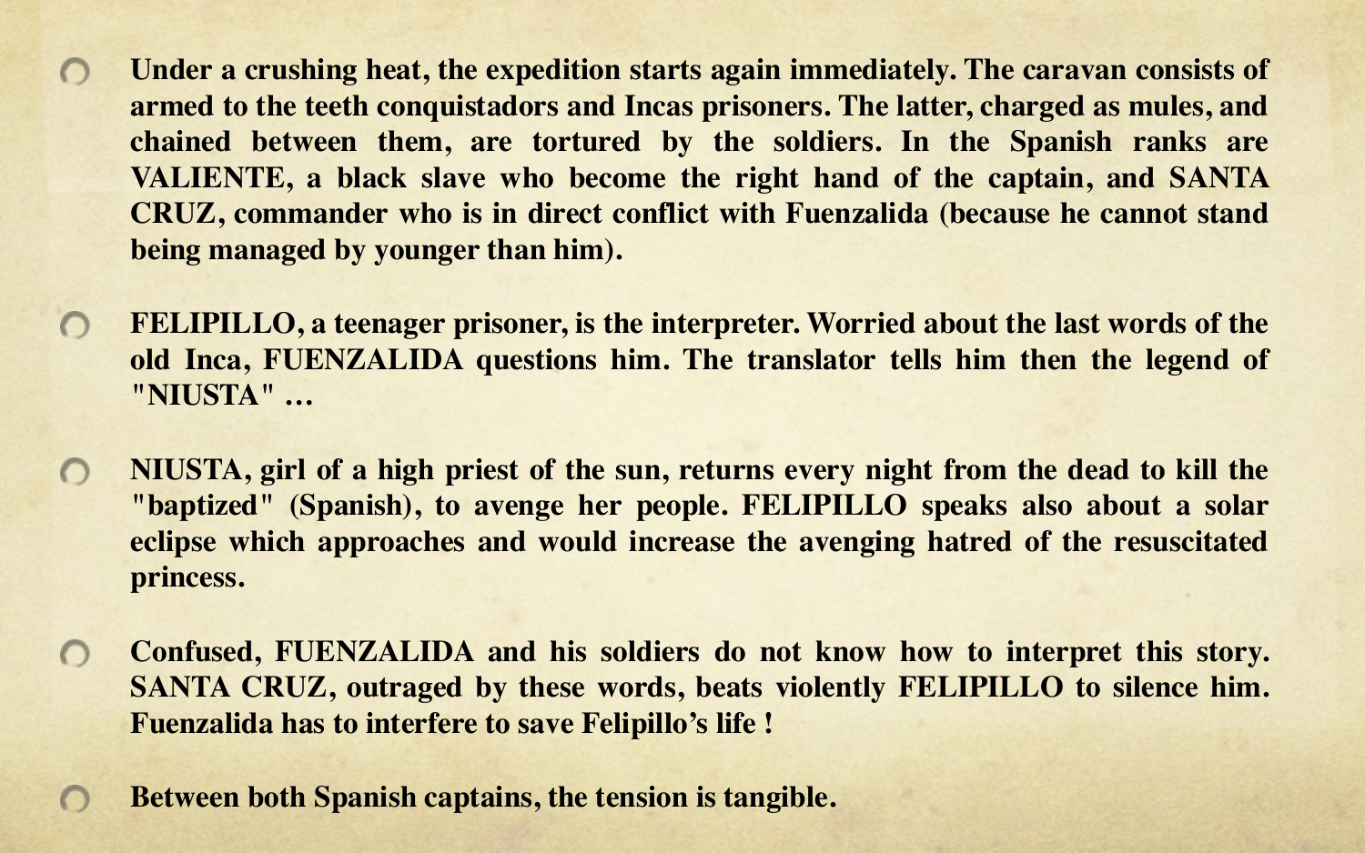- **Under a crushing heat, the expedition starts again immediately. The caravan consists of armed to the teeth conquistadors and Incas prisoners. The latter, charged as mules, and chained between them, are tortured by the soldiers. In the Spanish ranks are VALIENTE, a black slave who become the right hand of the captain, and SANTA CRUZ, commander who is in direct conflict with Fuenzalida (because he cannot stand being managed by younger than him).**

- **FELIPILLO, a teenager prisoner, is the interpreter. Worried about the last words of the old Inca, FUENZALIDA questions him. The translator tells him then the legend of "NIUSTA" …**

- **NIUSTA, girl of a high priest of the sun, returns every night from the dead to kill the "baptized" (Spanish), to avenge her people. FELIPILLO speaks also about a solar eclipse which approaches and would increase the avenging hatred of the resuscitated princess.**

- **Confused, FUENZALIDA and his soldiers do not know how to interpret this story. SANTA CRUZ, outraged by these words, beats violently FELIPILLO to silence him. Fuenzalida has to interfere to save Felipillo's life !**

- **Between both Spanish captains, the tension is tangible.**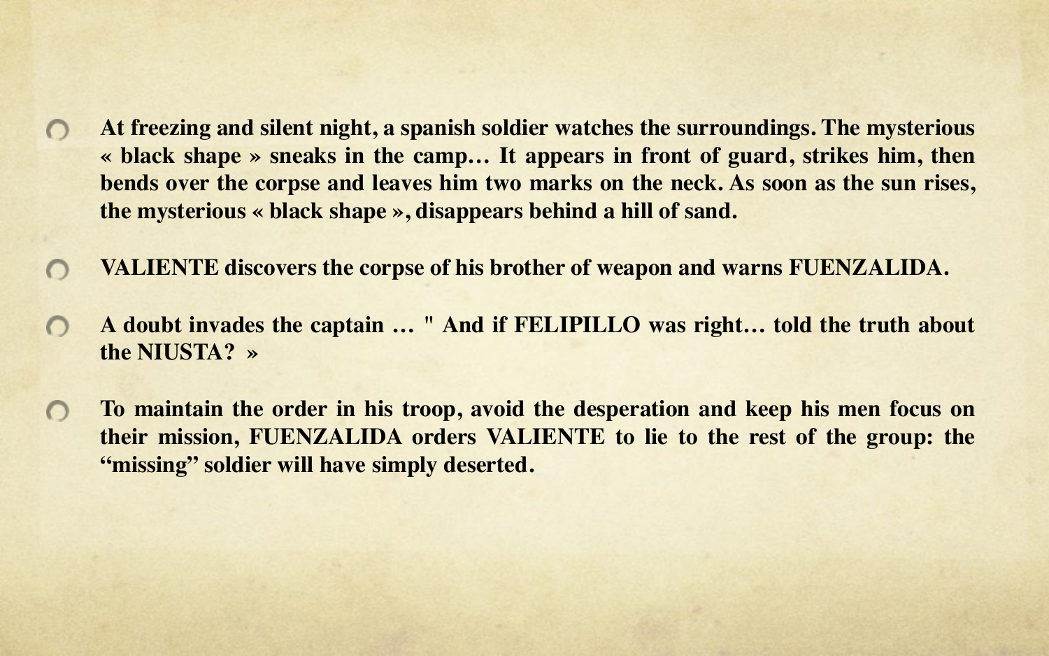- **At freezing and silent night, a spanish soldier watches the surroundings. The mysterious « black shape » sneaks in the camp… It appears in front of guard, strikes him, then bends over the corpse and leaves him two marks on the neck. As soon as the sun rises, the mysterious « black shape », disappears behind a hill of sand.**

- **VALIENTE discovers the corpse of his brother of weapon and warns FUENZALIDA.**

- **A doubt invades the captain … " And if FELIPILLO was right… told the truth about the NIUSTA? »**

- **To maintain the order in his troop, avoid the desperation and keep his men focus on their mission, FUENZALIDA orders VALIENTE to lie to the rest of the group: the "missing" soldier will have simply deserted.**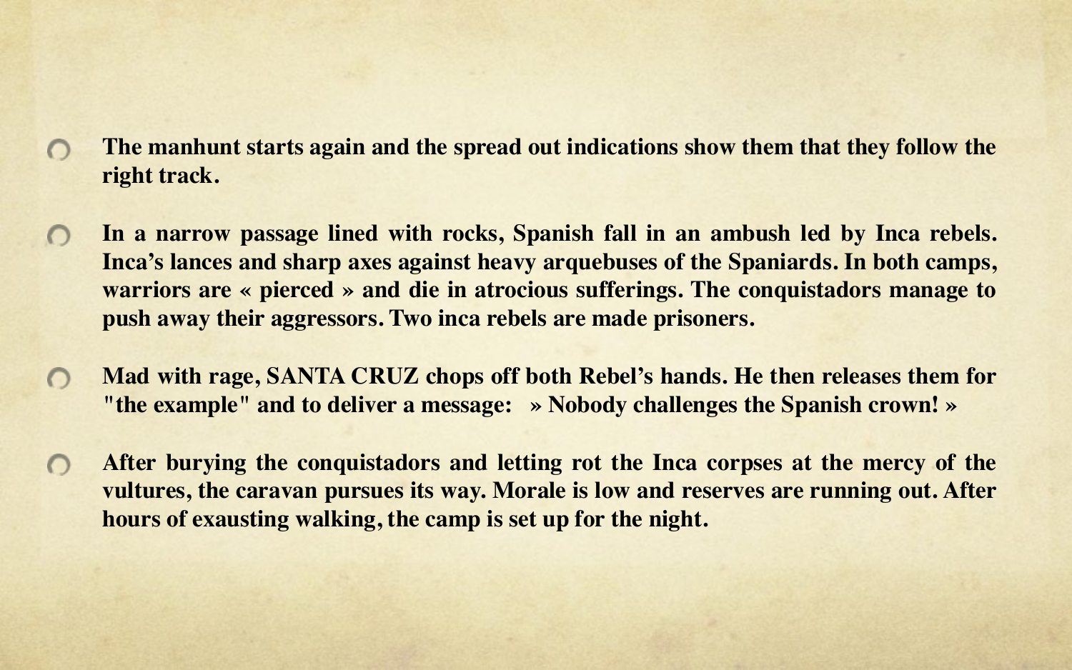- **The manhunt starts again and the spread out indications show them that they follow the right track.**

- **In a narrow passage lined with rocks, Spanish fall in an ambush led by Inca rebels. Inca's lances and sharp axes against heavy arquebuses of the Spaniards. In both camps, warriors are « pierced » and die in atrocious sufferings. The conquistadors manage to push away their aggressors. Two inca rebels are made prisoners.**

- **Mad with rage, SANTA CRUZ chops off both Rebel's hands. He then releases them for "the example" and to deliver a message: » Nobody challenges the Spanish crown! »**

- **After burying the conquistadors and letting rot the Inca corpses at the mercy of the vultures, the caravan pursues its way. Morale is low and reserves are running out. After hours of exausting walking, the camp is set up for the night.**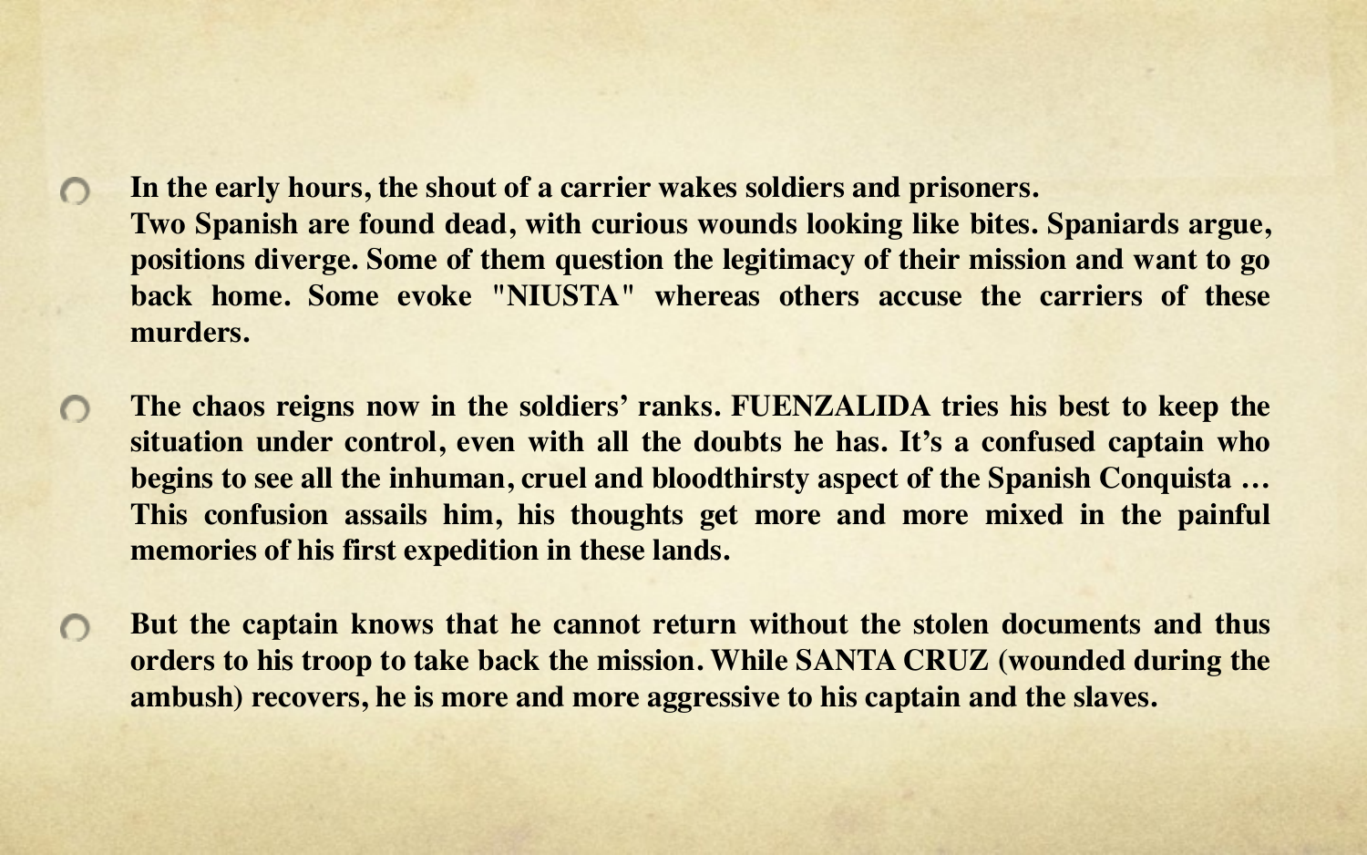- **In the early hours, the shout of a carrier wakes soldiers and prisoners. Two Spanish are found dead, with curious wounds looking like bites. Spaniards argue, positions diverge. Some of them question the legitimacy of their mission and want to go back home. Some evoke "NIUSTA" whereas others accuse the carriers of these murders.**

- **The chaos reigns now in the soldiers' ranks. FUENZALIDA tries his best to keep the situation under control, even with all the doubts he has. It's a confused captain who begins to see all the inhuman, cruel and bloodthirsty aspect of the Spanish Conquista … This confusion assails him, his thoughts get more and more mixed in the painful memories of his first expedition in these lands.**

- **But the captain knows that he cannot return without the stolen documents and thus orders to his troop to take back the mission. While SANTA CRUZ (wounded during the ambush) recovers, he is more and more aggressive to his captain and the slaves.**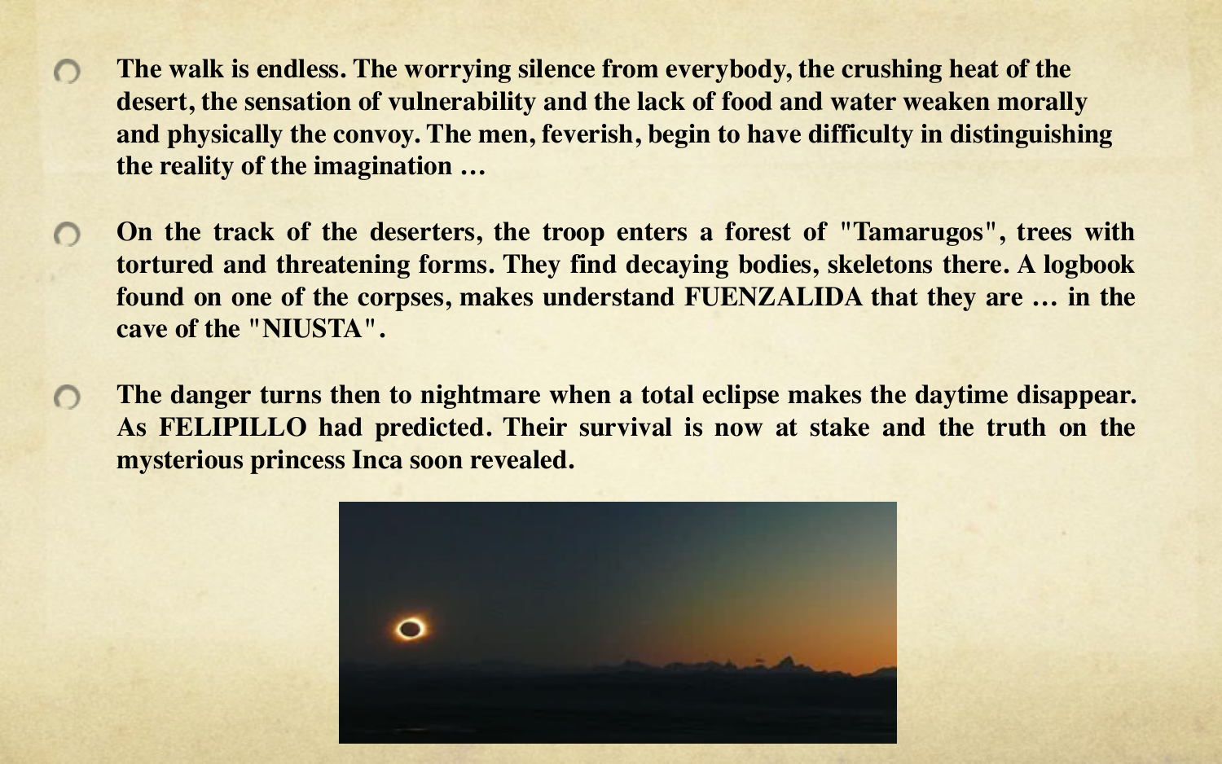- The walk is endless. The worrying silence from everybody, the crushing heat of the desert, the sensation of vulnerability and the lack of food and water weaken morally and physically the convoy. The men, feverish, begin to have difficulty in distinguishing the reality of the imagination …

- On the track of the deserters, the troop enters a forest of "Tamarugos", trees with tortured and threatening forms. They find decaying bodies, skeletons there. A logbook found on one of the corpses, makes understand FUENZALIDA that they are … in the cave of the "NIUSTA".

- The danger turns then to nightmare when a total eclipse makes the daytime disappear. As FELIPILLO had predicted. Their survival is now at stake and the truth on the mysterious princess Inca soon revealed.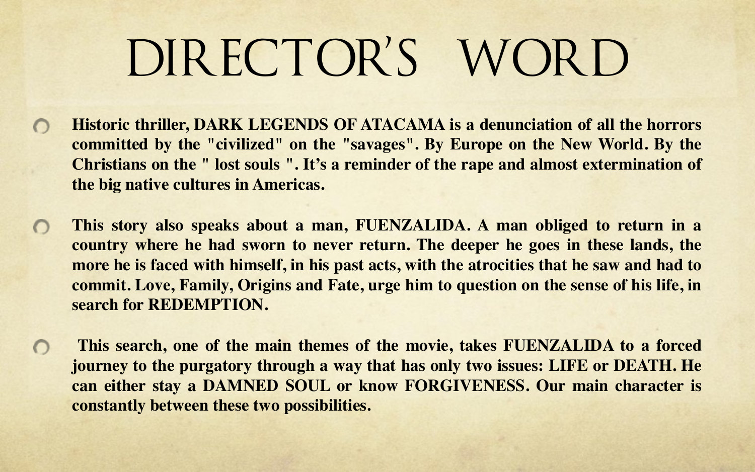# DIRECTOR'S WORD

- **Historic thriller, DARK LEGENDS OF ATACAMA is a denunciation of all the horrors committed by the "civilized" on the "savages". By Europe on the New World. By the Christians on the " lost souls ". It's a reminder of the rape and almost extermination of the big native cultures in Americas.**

- **This story also speaks about a man, FUENZALIDA. A man obliged to return in a country where he had sworn to never return. The deeper he goes in these lands, the more he is faced with himself, in his past acts, with the atrocities that he saw and had to commit. Love, Family, Origins and Fate, urge him to question on the sense of his life, in search for REDEMPTION.**

- **This search, one of the main themes of the movie, takes FUENZALIDA to a forced journey to the purgatory through a way that has only two issues: LIFE or DEATH. He can either stay a DAMNED SOUL or know FORGIVENESS. Our main character is constantly between these two possibilities.**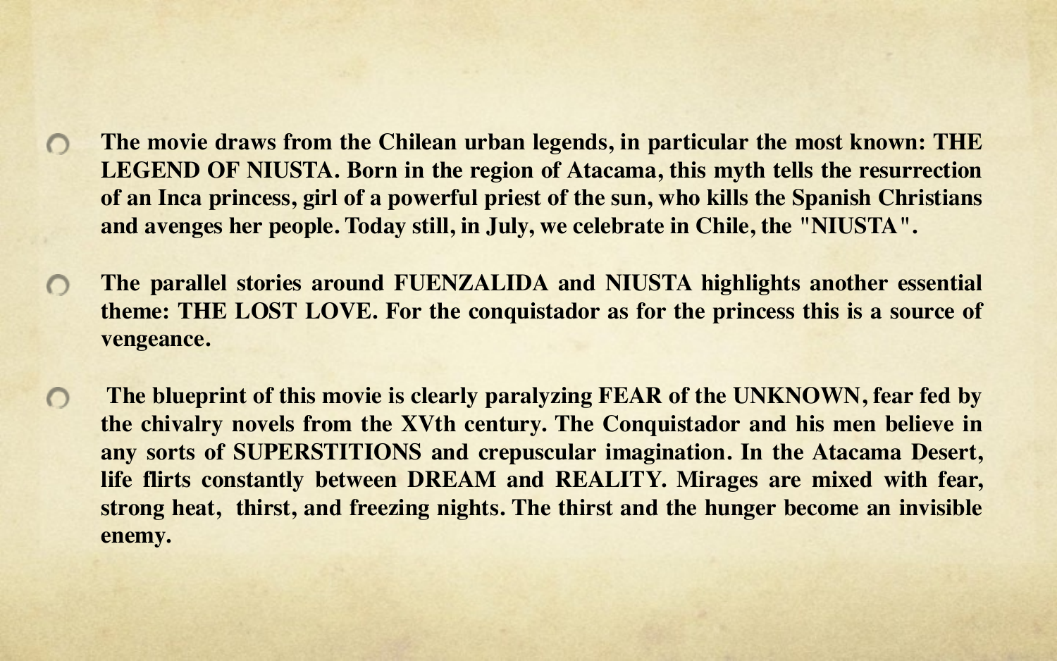- **The movie draws from the Chilean urban legends, in particular the most known: THE LEGEND OF NIUSTA. Born in the region of Atacama, this myth tells the resurrection of an Inca princess, girl of a powerful priest of the sun, who kills the Spanish Christians and avenges her people. Today still, in July, we celebrate in Chile, the "NIUSTA".**

- **The parallel stories around FUENZALIDA and NIUSTA highlights another essential theme: THE LOST LOVE. For the conquistador as for the princess this is a source of vengeance.**

- **The blueprint of this movie is clearly paralyzing FEAR of the UNKNOWN, fear fed by the chivalry novels from the XVth century. The Conquistador and his men believe in any sorts of SUPERSTITIONS and crepuscular imagination. In the Atacama Desert, life flirts constantly between DREAM and REALITY. Mirages are mixed with fear, strong heat, thirst, and freezing nights. The thirst and the hunger become an invisible enemy.**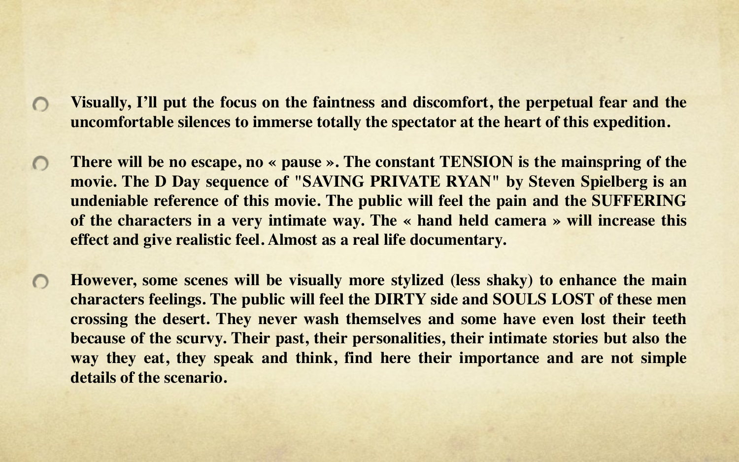- **Visually, I'll put the focus on the faintness and discomfort, the perpetual fear and the uncomfortable silences to immerse totally the spectator at the heart of this expedition.**

- **There will be no escape, no « pause ». The constant TENSION is the mainspring of the movie. The D Day sequence of "SAVING PRIVATE RYAN" by Steven Spielberg is an undeniable reference of this movie. The public will feel the pain and the SUFFERING of the characters in a very intimate way. The « hand held camera » will increase this effect and give realistic feel. Almost as a real life documentary.**

- **However, some scenes will be visually more stylized (less shaky) to enhance the main characters feelings. The public will feel the DIRTY side and SOULS LOST of these men crossing the desert. They never wash themselves and some have even lost their teeth because of the scurvy. Their past, their personalities, their intimate stories but also the way they eat, they speak and think, find here their importance and are not simple details of the scenario.**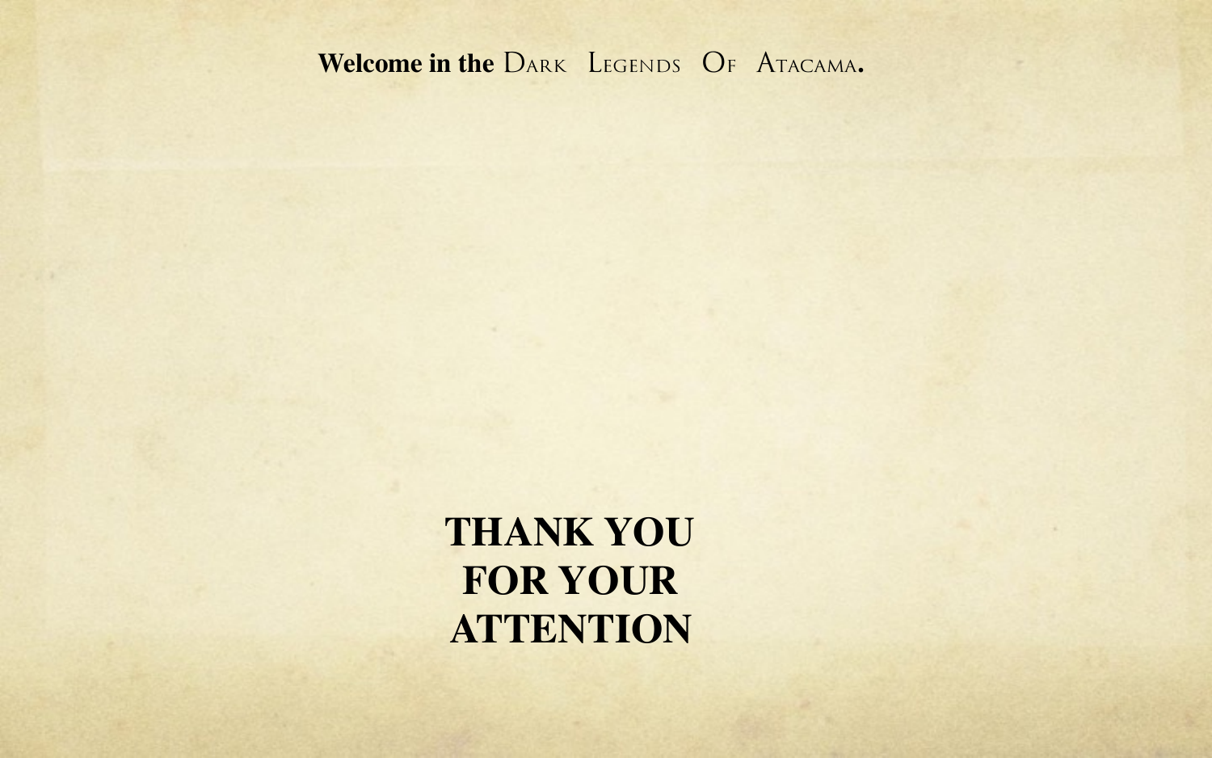# THANK YOU FOR YOUR ATTENTION